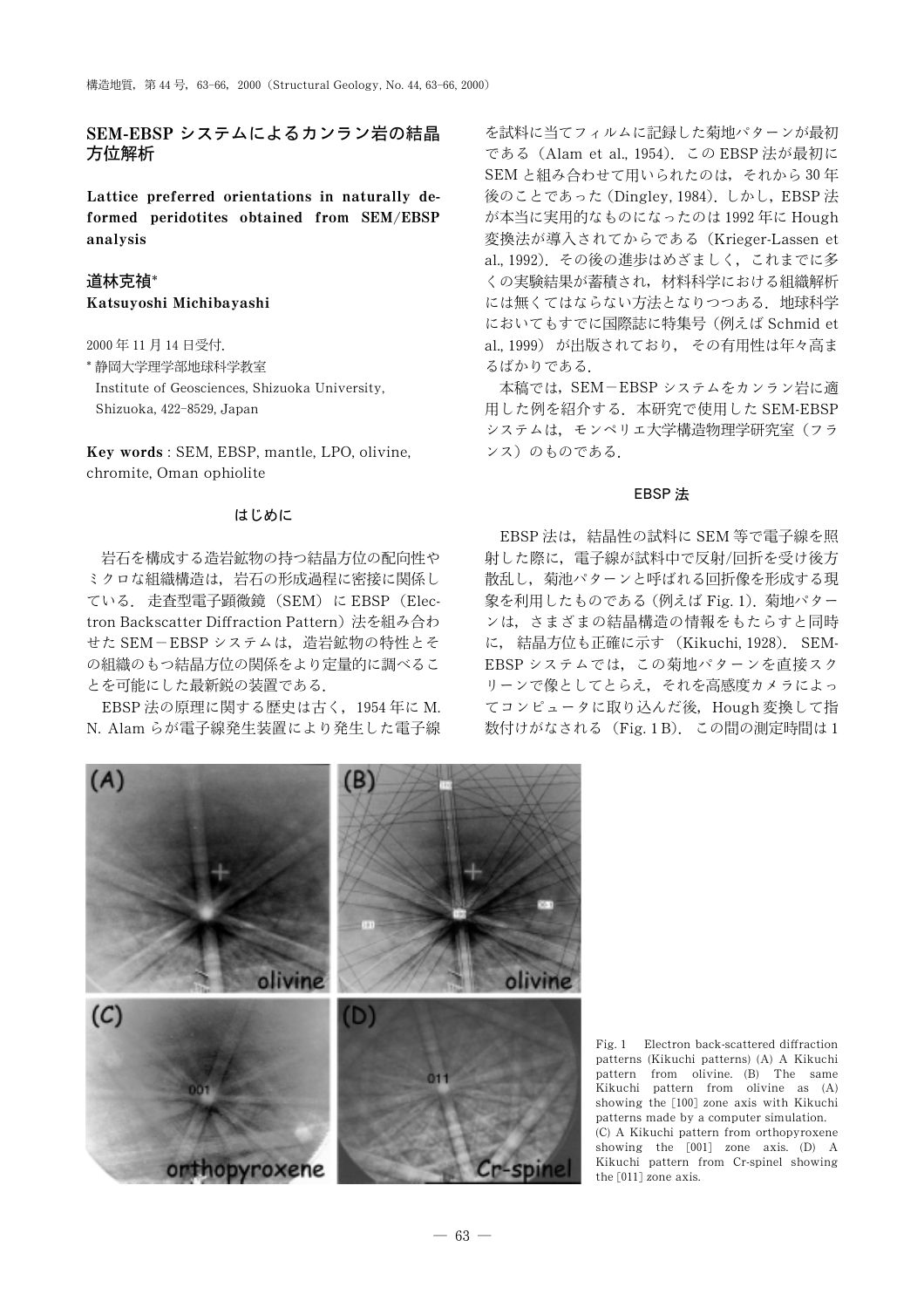# SEM-EBSP システムによるカンラン岩の結晶方位解析

**Lattice preferred orientations in naturally deformed peridotites obtained from SEM/EBSP analysis**

**道林克禎\***
**Katsuyoshi Michibayashi**

2000 年 11 月 14 日受付.

\* 静岡大学理学部地球科学教室
Institute of Geosciences, Shizuoka University, Shizuoka, 422-8529, Japan

**Key words** : SEM, EBSP, mantle, LPO, olivine, chromite, Oman ophiolite

## はじめに

岩石を構成する造岩鉱物の持つ結晶方位の配向性やミクロな組織構造は，岩石の形成過程に密接に関係している．走査型電子顕微鏡（SEM）に EBSP（Electron Backscatter Diffraction Pattern）法を組み合わせた SEM－EBSP システムは，造岩鉱物の特性とその組織のもつ結晶方位の関係をより定量的に調べることを可能にした最新鋭の装置である．

EBSP 法の原理に関する歴史は古く，1954 年に M. N. Alam らが電子線発生装置により発生した電子線を試料に当てフィルムに記録した菊地パターンが最初である（Alam et al., 1954）．この EBSP 法が最初に SEM と組み合わせて用いられたのは，それから 30 年後のことであった（Dingley, 1984）．しかし，EBSP 法が本当に実用的なものになったのは 1992 年に Hough 変換法が導入されてからである（Krieger-Lassen et al., 1992）．その後の進歩はめざましく，これまでに多くの実験結果が蓄積され，材料科学における組織解析には無くてはならない方法となりつつある．地球科学においてもすでに国際誌に特集号（例えば Schmid et al., 1999）が出版されており，その有用性は年々高まるばかりである．

本稿では，SEM－EBSP システムをカンラン岩に適用した例を紹介する．本研究で使用した SEM-EBSP システムは，モンペリエ大学構造物理学研究室（フランス）のものである．

## EBSP 法

EBSP 法は，結晶性の試料に SEM 等で電子線を照射した際に，電子線が試料中で反射/回折を受け後方散乱し，菊池パターンと呼ばれる回折像を形成する現象を利用したものである（例えば Fig. 1）．菊地パターンは，さまざまの結晶構造の情報をもたらすと同時に，結晶方位も正確に示す（Kikuchi, 1928）．SEM-EBSP システムでは，この菊地パターンを直接スクリーンで像としてとらえ，それを高感度カメラによってコンピュータに取り込んだ後，Hough 変換して指数付けがなされる（Fig. 1 B）．この間の測定時間は 1

Fig. 1 Electron back-scattered diffraction patterns (Kikuchi patterns) (A) A Kikuchi pattern from olivine. (B) The same Kikuchi pattern from olivine as (A) showing the [100] zone axis with Kikuchi patterns made by a computer simulation. (C) A Kikuchi pattern from orthopyroxene showing the [001] zone axis. (D) A Kikuchi pattern from Cr-spinel showing the [011] zone axis.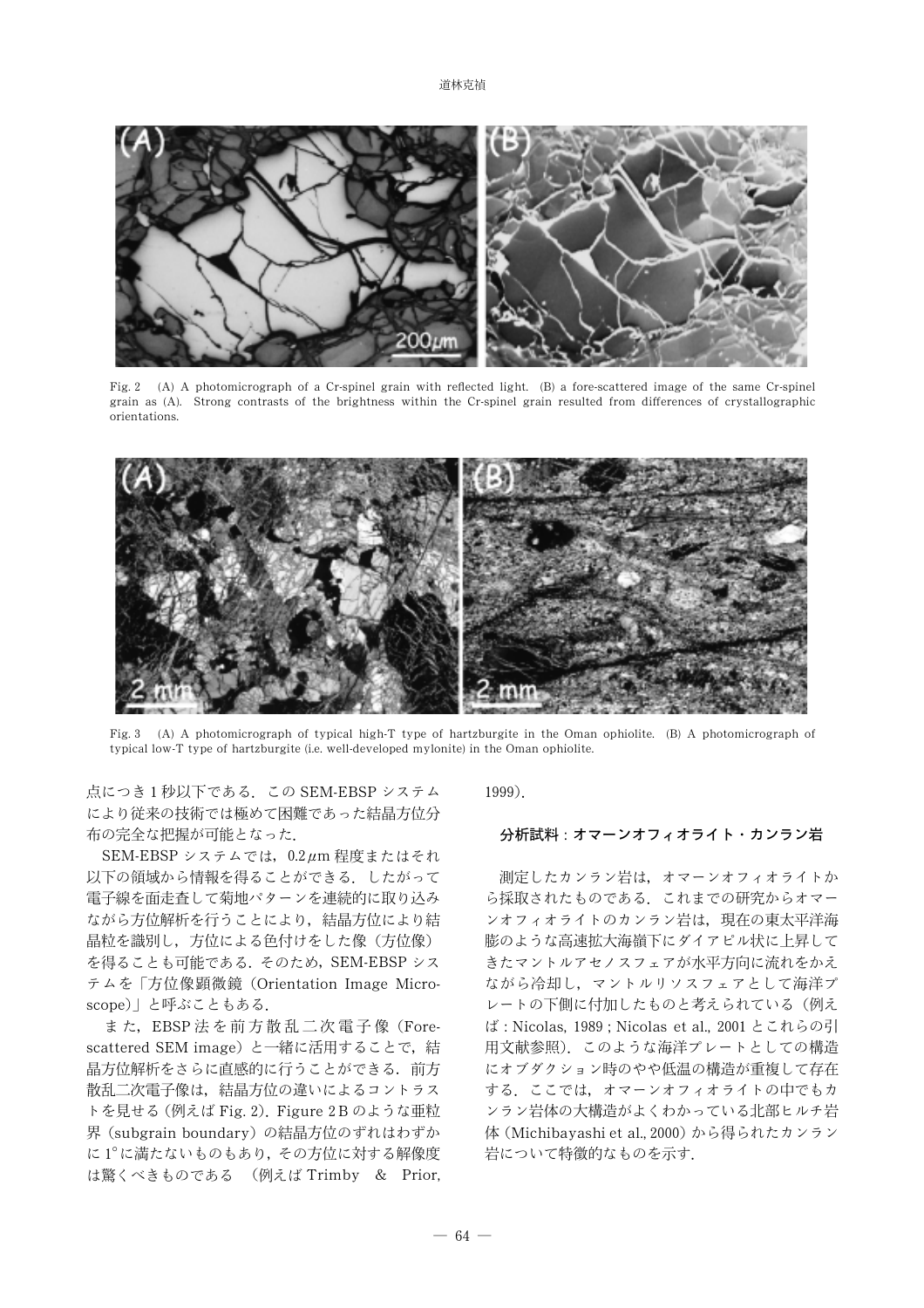Fig. 2 (A) A photomicrograph of a Cr-spinel grain with reflected light. (B) a fore-scattered image of the same Cr-spinel grain as (A). Strong contrasts of the brightness within the Cr-spinel grain resulted from differences of crystallographic orientations.

Fig. 3 (A) A photomicrograph of typical high-T type of hartzburgite in the Oman ophiolite. (B) A photomicrograph of typical low-T type of hartzburgite (i.e. well-developed mylonite) in the Oman ophiolite.

点につき 1 秒以下である．この SEM-EBSP システムにより従来の技術では極めて困難であった結晶方位分布の完全な把握が可能となった．

SEM-EBSP システムでは，0.2 μm 程度またはそれ以下の領域から情報を得ることができる．したがって電子線を面走査して菊地パターンを連続的に取り込みながら方位解析を行うことにより，結晶方位により結晶粒を識別し，方位による色付けをした像（方位像）を得ることも可能である．そのため，SEM-EBSP システムを「方位像顕微鏡（Orientation Image Microscope)」と呼ぶこともある．

また，EBSP 法を前方散乱二次電子像（Fore-scattered SEM image）と一緒に活用することで，結晶方位解析をさらに直感的に行うことができる．前方散乱二次電子像は，結晶方位の違いによるコントラストを見せる（例えば Fig. 2)．Figure 2 B のような亜粒界（subgrain boundary）の結晶方位のずれはわずかに 1°に満たないものもあり，その方位に対する解像度は驚くべきものである （例えば Trimby & Prior, 1999)．

## 分析試料：オマーンオフィオライト・カンラン岩

測定したカンラン岩は，オマーンオフィオライトから採取されたものである．これまでの研究からオマーンオフィオライトのカンラン岩は，現在の東太平洋海膨のような高速拡大海嶺下にダイアピル状に上昇してきたマントルアセノスフェアが水平方向に流れをかえながら冷却し，マントルリソスフェアとして海洋プレートの下側に付加したものと考えられている（例えば : Nicolas, 1989 ; Nicolas et al., 2001 とこれらの引用文献参照)．このような海洋プレートとしての構造にオブダクション時のやや低温の構造が重複して存在する．ここでは，オマーンオフィオライトの中でもカンラン岩体の大構造がよくわかっている北部ヒルチ岩体（Michibayashi et al., 2000）から得られたカンラン岩について特徴的なものを示す．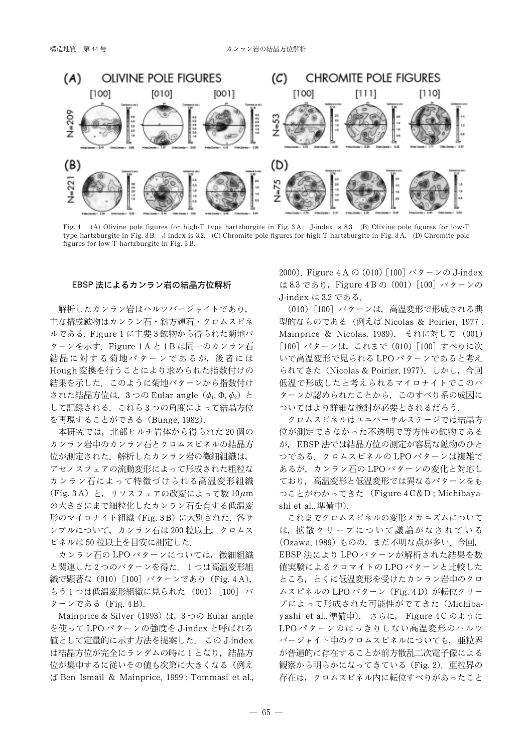Fig. 4 (A) Olivine pole figures for high-T type hartzburgite in Fig. 3A. J-index is 8.3. (B) Olivine pole figures for low-T type hartzburgite in Fig. 3B. J-index is 3.2. (C) Chromite pole figures for high-T hartzburgite in Fig. 3A. (D) Chromite pole figures for low-T hartzburgite in Fig. 3B.

## EBSP 法によるカンラン岩の結晶方位解析

解析したカンラン岩はハルツバージャイトであり，主な構成鉱物はカンラン石・斜方輝石・クロムスピネルである．Figure 1 に主要 3 鉱物から得られた菊地パターンを示す．Figure 1A と 1B は同一のカンラン石結晶に対する菊地パターンであるが，後者には Hough 変換を行うことにより求められた指数付けの結果を示した．このように菊地パターンから指数付けされた結晶方位は，3 つの Eular angle（$\phi_1, \Phi, \phi_2$）として記録される．これら 3 つの角度によって結晶方位を再現することができる（Bunge, 1982）．

本研究では，北部ヒルチ岩体から得られた 20 個のカンラン岩中のカンラン石とクロムスピネルの結晶方位が測定された．解析したカンラン岩の微細組織は，アセノスフェアの流動変形によって形成された粗粒なカンラン石によって特徴づけられる高温変形組織（Fig. 3A）と，リソスフェアの改変によって数 10$\mu$m の大きさにまで細粒化したカンラン石を有する低温変形のマイロナイト組織（Fig. 3B）に大別された．各サンプルについて，カンラン石は 200 粒以上，クロムスピネルは 50 粒以上を目安に測定した．

カンラン石の LPO パターンについては，微細組織と関連した 2 つのパターンを得た．1 つは高温変形組織で顕著な（010）[100] パターンであり（Fig. 4A），もう 1 つは低温変形組織に見られた（001）[100] パターンである（Fig. 4B）．

Mainprice & Silver（1993）は，3 つの Eular angle を使って LPO パターンの強度を J-index と呼ばれる値として定量的に示す方法を提案した．この J-index は結晶方位が完全にランダムの時に 1 となり，結晶方位が集中するに従いその値も次第に大きくなる（例えば Ben Ismaïl & Mainprice, 1999 ; Tommasi et al., 2000）．Figure 4A の（010）[100] パターンの J-index は 8.3 であり，Figure 4B の（001）[100] パターンの J-index は 3.2 である．

（010）[100] パターンは，高温変形で形成される典型的なものである（例えば Nicolas & Poirier, 1977 ; Mainprice & Nicolas, 1989）．それに対して（001）[100] パターンは，これまで（010）[100] すべりに次いで高温変形で見られる LPO パターンであると考えられてきた（Nicolas & Poirier, 1977）．しかし，今回低温で形成したと考えられるマイロナイトでこのパターンが認められたことから，このすべり系の成因についてはより詳細な検討が必要とされるだろう．

クロムスピネルはユニバーサルステージでは結晶方位が測定できなかった不透明で等方性の鉱物であるが，EBSP 法では結晶方位の測定が容易な鉱物のひとつである．クロムスピネルの LPO パターンは複雑であるが，カンラン石の LPO パターンの変化と対応しており，高温変形と低温変形では異なるパターンをもつことがわかってきた（Figure 4C&D ; Michibayashi et al., 準備中）．

これまでクロムスピネルの変形メカニズムについては，拡散クリープについて議論がなされている（Ozawa, 1989）ものの，まだ不明な点が多い．今回，EBSP 法により LPO パターンが解析された結果を数値実験によるクロマイトの LPO パターンと比較したところ，とくに低温変形を受けたカンラン岩中のクロムスピネルの LPO パターン（Fig. 4D）が転位クリープによって形成された可能性がでてきた（Michibayashi et al., 準備中）．さらに，Figure 4C のように LPO パターンのはっきりしない高温変形のハルツバージャイト中のクロムスピネルについても，亜粒界が普遍的に存在することが前方散乱二次電子像による観察から明らかになってきている（Fig. 2）．亜粒界の存在は，クロムスピネル内に転位すべりがあったこと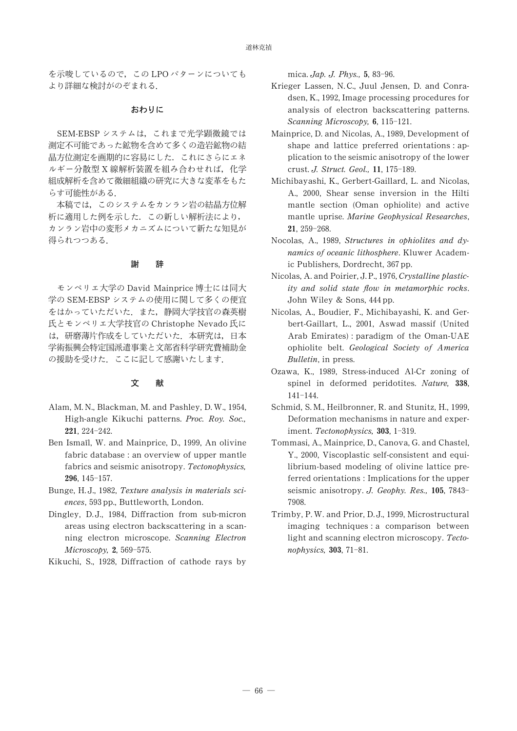を示唆しているので，この LPO パターンについてもより詳細な検討がのぞまれる．

## おわりに

SEM-EBSP システムは，これまで光学顕微鏡では測定不可能であった鉱物を含めて多くの造岩鉱物の結晶方位測定を画期的に容易にした．これにさらにエネルギー分散型 X 線解析装置を組み合わせれば，化学組成解析を含めて微細組織の研究に大きな変革をもたらす可能性がある．

本稿では，このシステムをカンラン岩の結晶方位解析に適用した例を示した．この新しい解析法により，カンラン岩中の変形メカニズムについて新たな知見が得られつつある．

## 謝　辞

モンペリエ大学の David Mainprice 博士には同大学の SEM-EBSP システムの使用に関して多くの便宜をはかっていただいた．また，静岡大学技官の森英樹氏とモンペリエ大学技官の Christophe Nevado 氏には，研磨薄片作成をしていただいた．本研究は，日本学術振興会特定国派遣事業と文部省科学研究費補助金の援助を受けた．ここに記して感謝いたします．

## 文　献

Alam, M. N., Blackman, M. and Pashley, D. W., 1954, High-angle Kikuchi patterns. *Proc. Roy. Soc.,* **221**, 224–242.

Ben Ismaïl, W. and Mainprice, D., 1999, An olivine fabric database : an overview of upper mantle fabrics and seismic anisotropy. *Tectonophysics,* **296**, 145–157.

Bunge, H. J., 1982, *Texture analysis in materials sciences*, 593 pp., Buttleworth, London.

Dingley, D. J., 1984, Diffraction from sub-micron areas using electron backscattering in a scanning electron microscope. *Scanning Electron Microscopy,* **2**, 569–575.

Kikuchi, S., 1928, Diffraction of cathode rays by mica. *Jap. J. Phys.,* **5**, 83–96.

Krieger Lassen, N. C., Juul Jensen, D. and Conradsen, K., 1992, Image processing procedures for analysis of electron backscattering patterns. *Scanning Microscopy,* **6**, 115–121.

Mainprice, D. and Nicolas, A., 1989, Development of shape and lattice preferred orientations : application to the seismic anisotropy of the lower crust. *J. Struct. Geol.,* **11**, 175–189.

Michibayashi, K., Gerbert-Gaillard, L. and Nicolas, A., 2000, Shear sense inversion in the Hilti mantle section (Oman ophiolite) and active mantle uprise. *Marine Geophysical Researches*, **21**, 259–268.

Nocolas, A., 1989, *Structures in ophiolites and dynamics of oceanic lithosphere*. Kluwer Academic Publishers, Dordrecht, 367 pp.

Nicolas, A. and Poirier, J. P., 1976, *Crystalline plasticity and solid state flow in metamorphic rocks*. John Wiley & Sons, 444 pp.

Nicolas, A., Boudier, F., Michibayashi, K. and Gerbert-Gaillart, L., 2001, Aswad massif (United Arab Emirates) : paradigm of the Oman-UAE ophiolite belt. *Geological Society of America Bulletin*, in press.

Ozawa, K., 1989, Stress-induced Al-Cr zoning of spinel in deformed peridotites. *Nature,* **338**, 141–144.

Schmid, S. M., Heilbronner, R. and Stunitz, H., 1999, Deformation mechanisms in nature and experiment. *Tectonophysics,* **303**, 1–319.

Tommasi, A., Mainprice, D., Canova, G. and Chastel, Y., 2000, Viscoplastic self-consistent and equilibrium-based modeling of olivine lattice preferred orientations : Implications for the upper seismic anisotropy. *J. Geophy. Res.,* **105**, 7843–7908.

Trimby, P. W. and Prior, D. J., 1999, Microstructural imaging techniques : a comparison between light and scanning electron microscopy. *Tectonophysics,* **303**, 71–81.